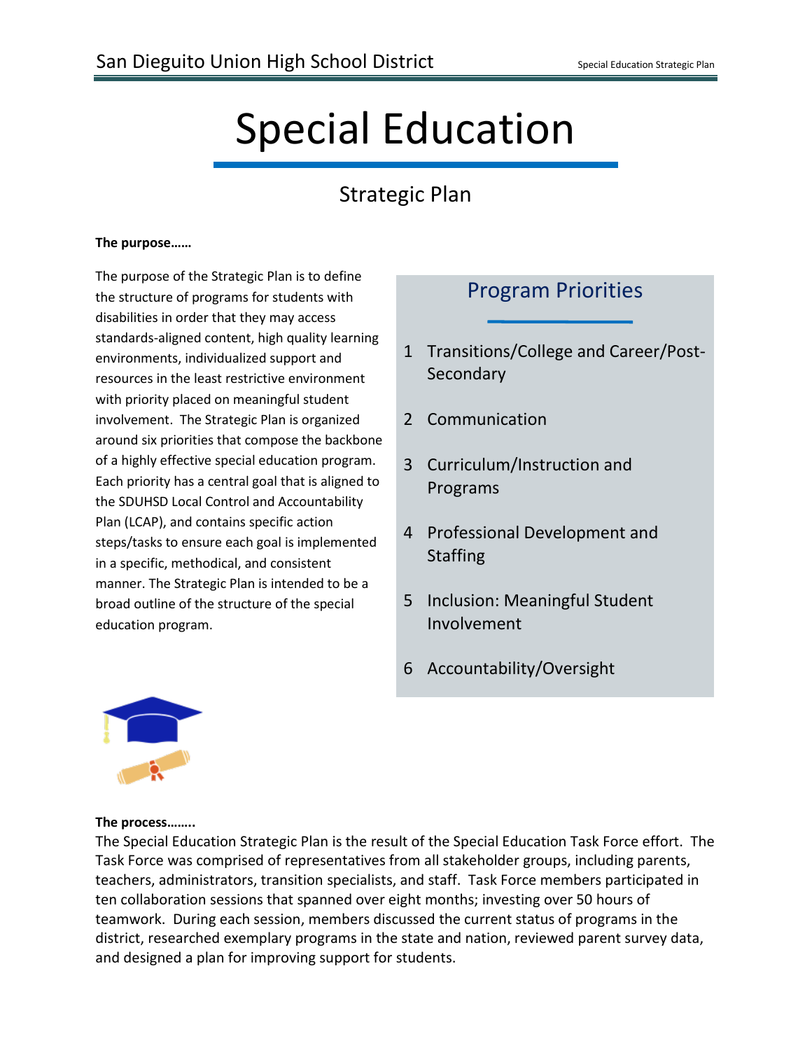# Special Education

## Strategic Plan

**The purpose……**

The purpose of the Strategic Plan is to define the structure of programs for students with disabilities in order that they may access standards-aligned content, high quality learning environments, individualized support and resources in the least restrictive environment with priority placed on meaningful student involvement. The Strategic Plan is organized around six priorities that compose the backbone of a highly effective special education program. Each priority has a central goal that is aligned to the SDUHSD Local Control and Accountability Plan (LCAP), and contains specific action steps/tasks to ensure each goal is implemented in a specific, methodical, and consistent manner. The Strategic Plan is intended to be a broad outline of the structure of the special education program.

### Program Priorities

1. Transitions/College and Career/Post-Secondary
2. Communication
3. Curriculum/Instruction and Programs
4. Professional Development and Staffing
5. Inclusion: Meaningful Student Involvement
6. Accountability/Oversight

**The process……..**

The Special Education Strategic Plan is the result of the Special Education Task Force effort. The Task Force was comprised of representatives from all stakeholder groups, including parents, teachers, administrators, transition specialists, and staff. Task Force members participated in ten collaboration sessions that spanned over eight months; investing over 50 hours of teamwork. During each session, members discussed the current status of programs in the district, researched exemplary programs in the state and nation, reviewed parent survey data, and designed a plan for improving support for students.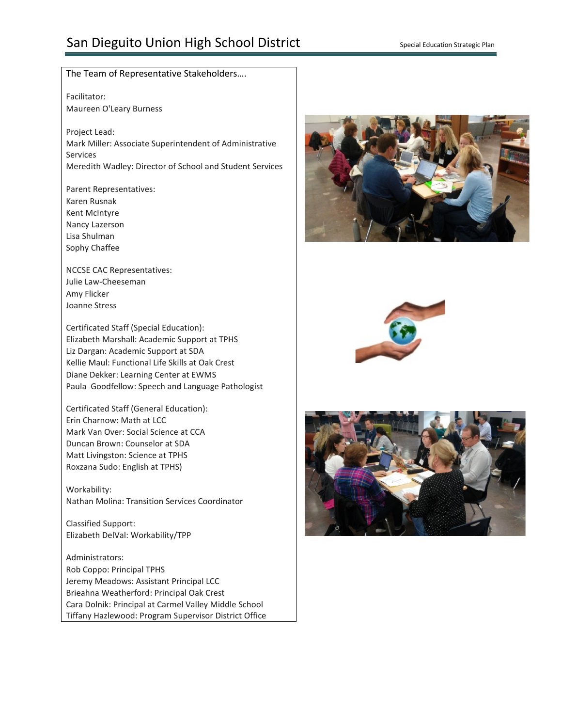The Team of Representative Stakeholders….

Facilitator:
Maureen O'Leary Burness

Project Lead:
Mark Miller: Associate Superintendent of Administrative Services
Meredith Wadley: Director of School and Student Services

Parent Representatives:
Karen Rusnak
Kent McIntyre
Nancy Lazerson
Lisa Shulman
Sophy Chaffee

NCCSE CAC Representatives:
Julie Law-Cheeseman
Amy Flicker
Joanne Stress

Certificated Staff (Special Education):
Elizabeth Marshall: Academic Support at TPHS
Liz Dargan: Academic Support at SDA
Kellie Maul: Functional Life Skills at Oak Crest
Diane Dekker: Learning Center at EWMS
Paula Goodfellow: Speech and Language Pathologist

Certificated Staff (General Education):
Erin Charnow: Math at LCC
Mark Van Over: Social Science at CCA
Duncan Brown: Counselor at SDA
Matt Livingston: Science at TPHS
Roxzana Sudo: English at TPHS)

Workability:
Nathan Molina: Transition Services Coordinator

Classified Support:
Elizabeth DelVal: Workability/TPP

Administrators:
Rob Coppo: Principal TPHS
Jeremy Meadows: Assistant Principal LCC
Brieahna Weatherford: Principal Oak Crest
Cara Dolnik: Principal at Carmel Valley Middle School
Tiffany Hazlewood: Program Supervisor District Office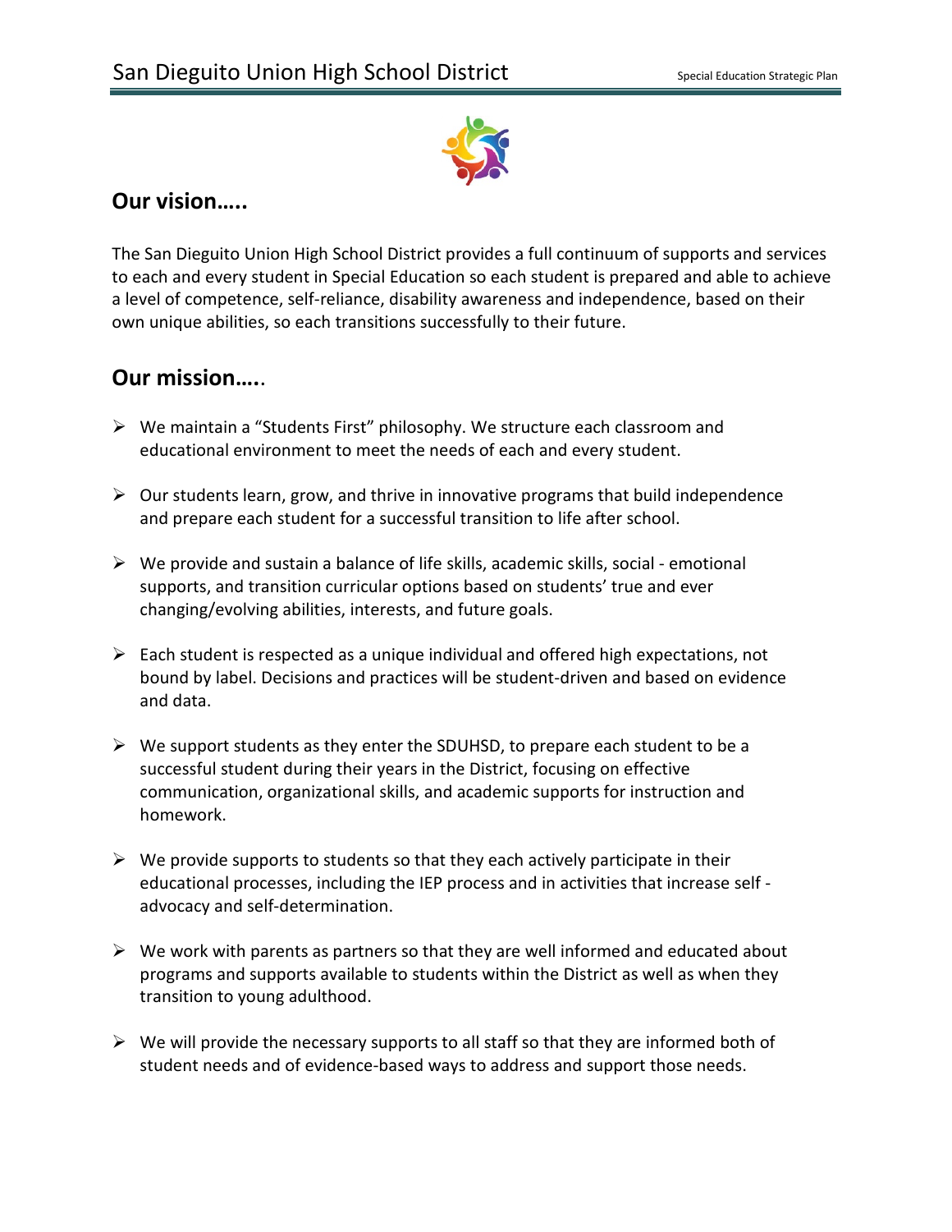## Our vision…..

The San Dieguito Union High School District provides a full continuum of supports and services to each and every student in Special Education so each student is prepared and able to achieve a level of competence, self-reliance, disability awareness and independence, based on their own unique abilities, so each transitions successfully to their future.

## Our mission…..

- We maintain a "Students First" philosophy. We structure each classroom and educational environment to meet the needs of each and every student.
- Our students learn, grow, and thrive in innovative programs that build independence and prepare each student for a successful transition to life after school.
- We provide and sustain a balance of life skills, academic skills, social - emotional supports, and transition curricular options based on students' true and ever changing/evolving abilities, interests, and future goals.
- Each student is respected as a unique individual and offered high expectations, not bound by label. Decisions and practices will be student-driven and based on evidence and data.
- We support students as they enter the SDUHSD, to prepare each student to be a successful student during their years in the District, focusing on effective communication, organizational skills, and academic supports for instruction and homework.
- We provide supports to students so that they each actively participate in their educational processes, including the IEP process and in activities that increase self - advocacy and self-determination.
- We work with parents as partners so that they are well informed and educated about programs and supports available to students within the District as well as when they transition to young adulthood.
- We will provide the necessary supports to all staff so that they are informed both of student needs and of evidence-based ways to address and support those needs.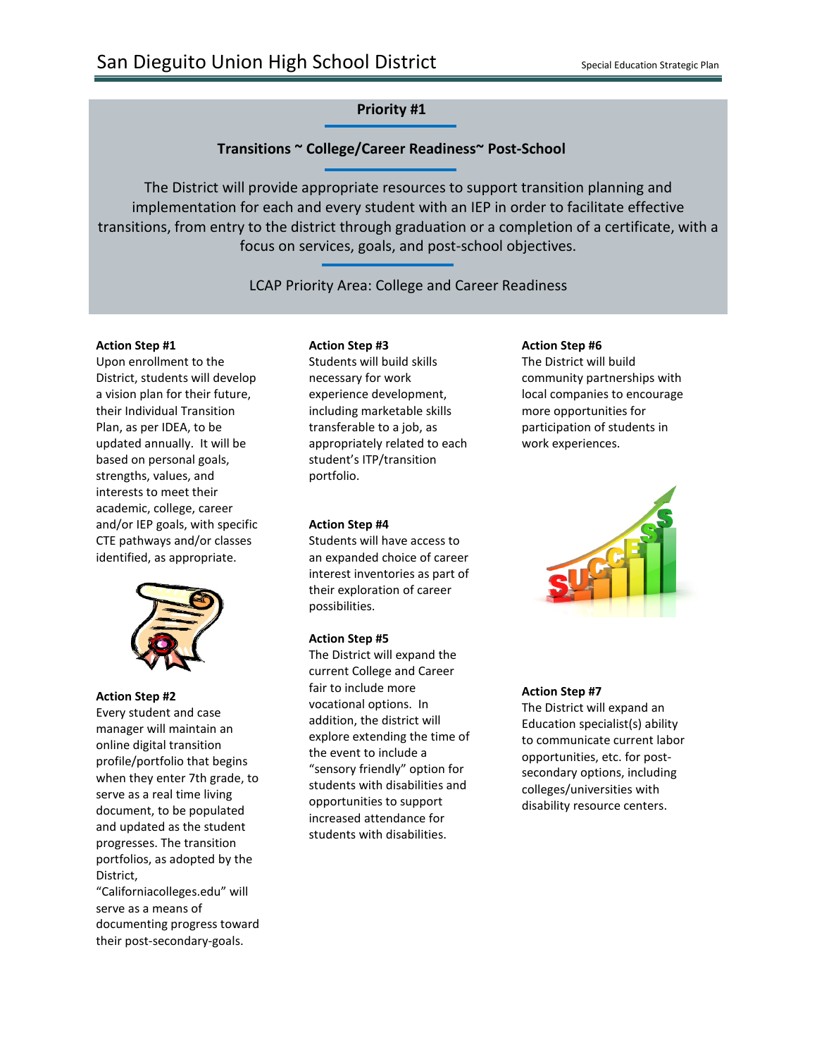## Priority #1

### Transitions ~ College/Career Readiness~ Post-School

The District will provide appropriate resources to support transition planning and implementation for each and every student with an IEP in order to facilitate effective transitions, from entry to the district through graduation or a completion of a certificate, with a focus on services, goals, and post-school objectives.

LCAP Priority Area: College and Career Readiness

**Action Step #1**
Upon enrollment to the District, students will develop a vision plan for their future, their Individual Transition Plan, as per IDEA, to be updated annually. It will be based on personal goals, strengths, values, and interests to meet their academic, college, career and/or IEP goals, with specific CTE pathways and/or classes identified, as appropriate.

**Action Step #2**
Every student and case manager will maintain an online digital transition profile/portfolio that begins when they enter 7th grade, to serve as a real time living document, to be populated and updated as the student progresses. The transition portfolios, as adopted by the District, "Californiacolleges.edu" will serve as a means of documenting progress toward their post-secondary-goals.

**Action Step #3**
Students will build skills necessary for work experience development, including marketable skills transferable to a job, as appropriately related to each student's ITP/transition portfolio.

**Action Step #4**
Students will have access to an expanded choice of career interest inventories as part of their exploration of career possibilities.

**Action Step #5**
The District will expand the current College and Career fair to include more vocational options. In addition, the district will explore extending the time of the event to include a "sensory friendly" option for students with disabilities and opportunities to support increased attendance for students with disabilities.

**Action Step #6**
The District will build community partnerships with local companies to encourage more opportunities for participation of students in work experiences.

**Action Step #7**
The District will expand an Education specialist(s) ability to communicate current labor opportunities, etc. for post-secondary options, including colleges/universities with disability resource centers.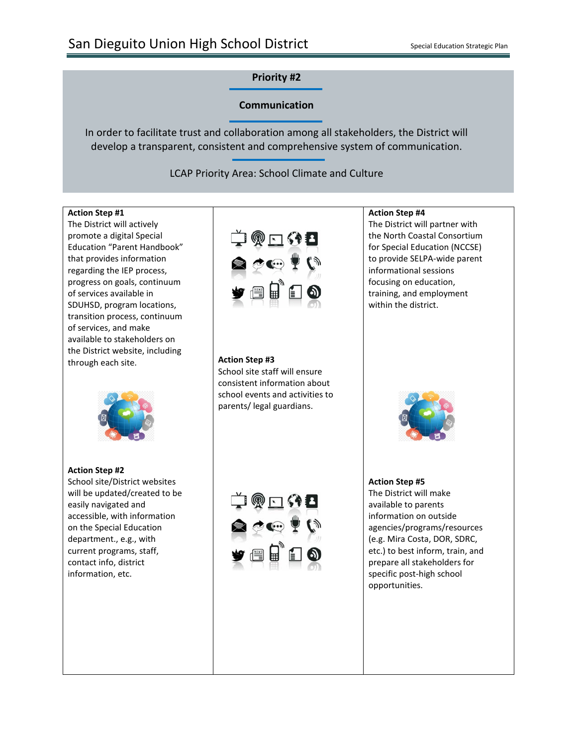## Priority #2

### Communication

In order to facilitate trust and collaboration among all stakeholders, the District will develop a transparent, consistent and comprehensive system of communication.

LCAP Priority Area: School Climate and Culture

**Action Step #1**
The District will actively promote a digital Special Education "Parent Handbook" that provides information regarding the IEP process, progress on goals, continuum of services available in SDUHSD, program locations, transition process, continuum of services, and make available to stakeholders on the District website, including through each site.

**Action Step #2**
School site/District websites will be updated/created to be easily navigated and accessible, with information on the Special Education department., e.g., with current programs, staff, contact info, district information, etc.

**Action Step #3**
School site staff will ensure consistent information about school events and activities to parents/ legal guardians.

**Action Step #4**
The District will partner with the North Coastal Consortium for Special Education (NCCSE) to provide SELPA-wide parent informational sessions focusing on education, training, and employment within the district.

**Action Step #5**
The District will make available to parents information on outside agencies/programs/resources (e.g. Mira Costa, DOR, SDRC, etc.) to best inform, train, and prepare all stakeholders for specific post-high school opportunities.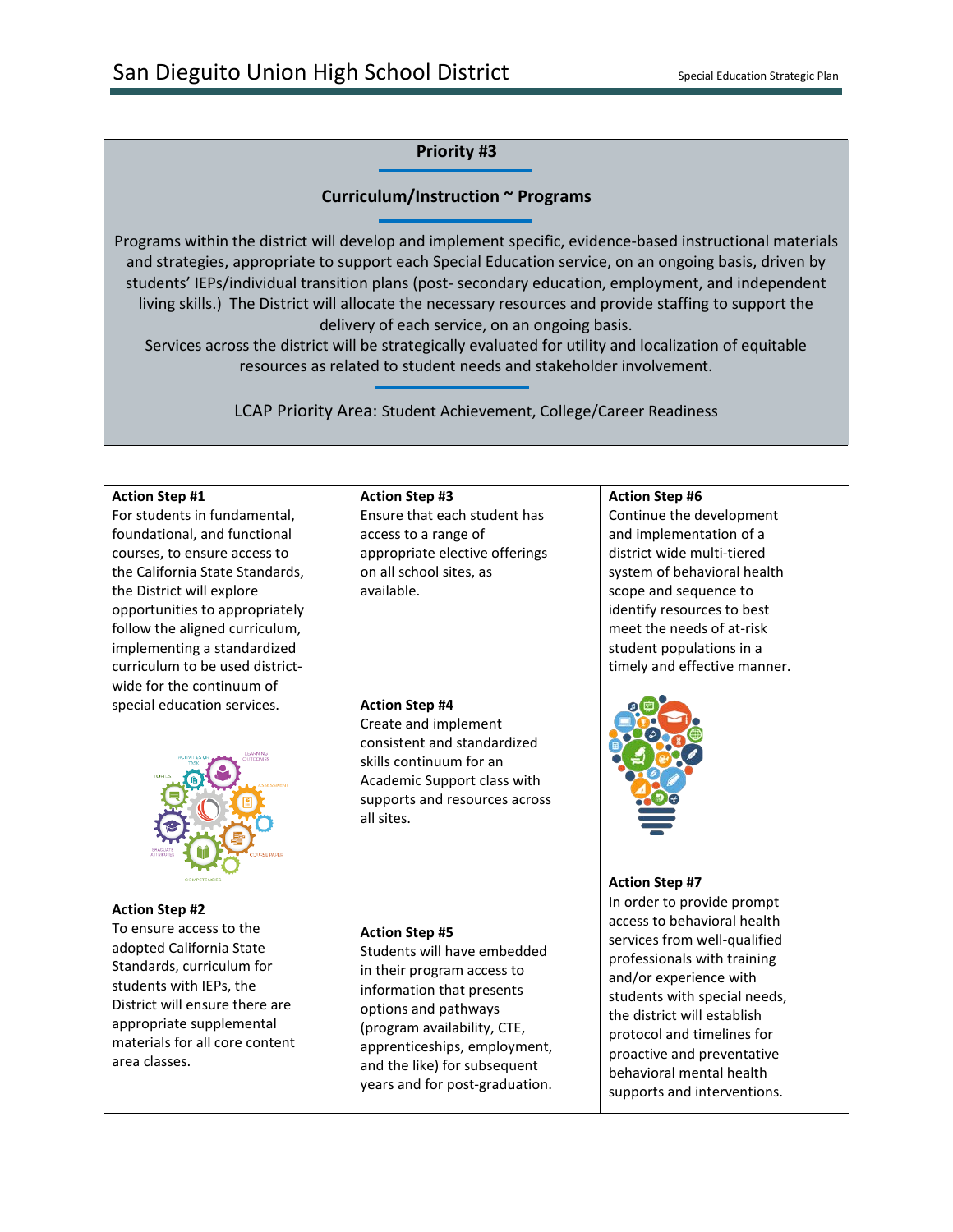## Priority #3

### Curriculum/Instruction ~ Programs

Programs within the district will develop and implement specific, evidence-based instructional materials and strategies, appropriate to support each Special Education service, on an ongoing basis, driven by students' IEPs/individual transition plans (post- secondary education, employment, and independent living skills.) The District will allocate the necessary resources and provide staffing to support the delivery of each service, on an ongoing basis.

Services across the district will be strategically evaluated for utility and localization of equitable resources as related to student needs and stakeholder involvement.

LCAP Priority Area: Student Achievement, College/Career Readiness

**Action Step #1**
For students in fundamental, foundational, and functional courses, to ensure access to the California State Standards, the District will explore opportunities to appropriately follow the aligned curriculum, implementing a standardized curriculum to be used district-wide for the continuum of special education services.

**Action Step #2**
To ensure access to the adopted California State Standards, curriculum for students with IEPs, the District will ensure there are appropriate supplemental materials for all core content area classes.

**Action Step #3**
Ensure that each student has access to a range of appropriate elective offerings on all school sites, as available.

**Action Step #4**
Create and implement consistent and standardized skills continuum for an Academic Support class with supports and resources across all sites.

**Action Step #5**
Students will have embedded in their program access to information that presents options and pathways (program availability, CTE, apprenticeships, employment, and the like) for subsequent years and for post-graduation.

**Action Step #6**
Continue the development and implementation of a district wide multi-tiered system of behavioral health scope and sequence to identify resources to best meet the needs of at-risk student populations in a timely and effective manner.

**Action Step #7**
In order to provide prompt access to behavioral health services from well-qualified professionals with training and/or experience with students with special needs, the district will establish protocol and timelines for proactive and preventative behavioral mental health supports and interventions.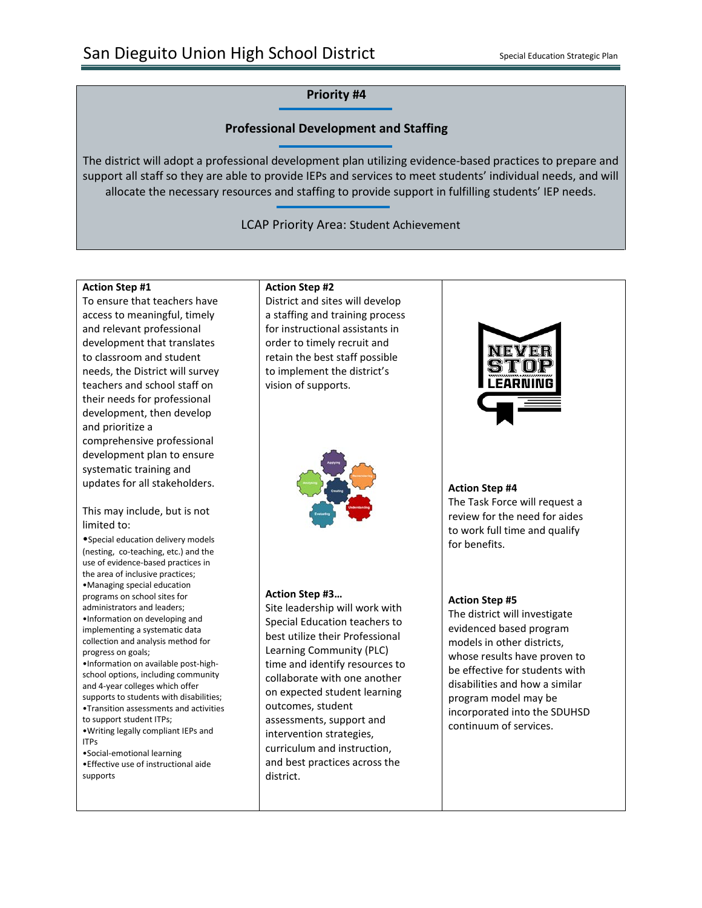## Priority #4

### Professional Development and Staffing

The district will adopt a professional development plan utilizing evidence-based practices to prepare and support all staff so they are able to provide IEPs and services to meet students' individual needs, and will allocate the necessary resources and staffing to provide support in fulfilling students' IEP needs.

LCAP Priority Area: Student Achievement

**Action Step #1**

To ensure that teachers have access to meaningful, timely and relevant professional development that translates to classroom and student needs, the District will survey teachers and school staff on their needs for professional development, then develop and prioritize a comprehensive professional development plan to ensure systematic training and updates for all stakeholders.

This may include, but is not limited to:

- Special education delivery models (nesting, co-teaching, etc.) and the use of evidence-based practices in the area of inclusive practices;
- Managing special education programs on school sites for administrators and leaders;
- Information on developing and implementing a systematic data collection and analysis method for progress on goals;
- Information on available post-high-school options, including community and 4-year colleges which offer supports to students with disabilities;
- Transition assessments and activities to support student ITPs;
- Writing legally compliant IEPs and ITPs
- Social-emotional learning
- Effective use of instructional aide supports

**Action Step #2**

District and sites will develop a staffing and training process for instructional assistants in order to timely recruit and retain the best staff possible to implement the district's vision of supports.

**Action Step #3…**

Site leadership will work with Special Education teachers to best utilize their Professional Learning Community (PLC) time and identify resources to collaborate with one another on expected student learning outcomes, student assessments, support and intervention strategies, curriculum and instruction, and best practices across the district.

**Action Step #4**

The Task Force will request a review for the need for aides to work full time and qualify for benefits.

**Action Step #5**

The district will investigate evidenced based program models in other districts, whose results have proven to be effective for students with disabilities and how a similar program model may be incorporated into the SDUHSD continuum of services.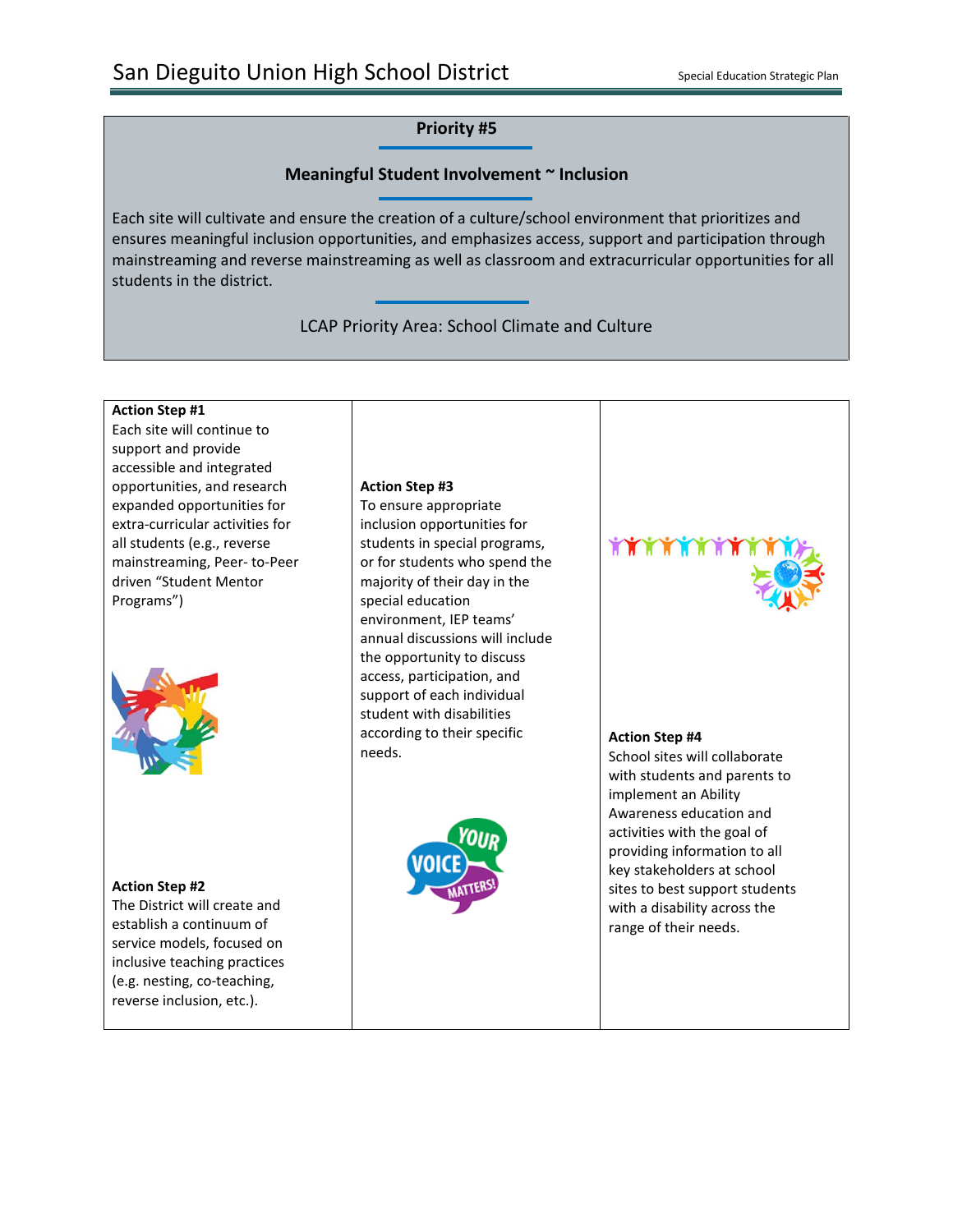## Priority #5

### Meaningful Student Involvement ~ Inclusion

Each site will cultivate and ensure the creation of a culture/school environment that prioritizes and ensures meaningful inclusion opportunities, and emphasizes access, support and participation through mainstreaming and reverse mainstreaming as well as classroom and extracurricular opportunities for all students in the district.

LCAP Priority Area: School Climate and Culture

**Action Step #1**
Each site will continue to support and provide accessible and integrated opportunities, and research expanded opportunities for extra-curricular activities for all students (e.g., reverse mainstreaming, Peer- to-Peer driven "Student Mentor Programs")

**Action Step #2**
The District will create and establish a continuum of service models, focused on inclusive teaching practices (e.g. nesting, co-teaching, reverse inclusion, etc.).

**Action Step #3**
To ensure appropriate inclusion opportunities for students in special programs, or for students who spend the majority of their day in the special education environment, IEP teams' annual discussions will include the opportunity to discuss access, participation, and support of each individual student with disabilities according to their specific needs.

**Action Step #4**
School sites will collaborate with students and parents to implement an Ability Awareness education and activities with the goal of providing information to all key stakeholders at school sites to best support students with a disability across the range of their needs.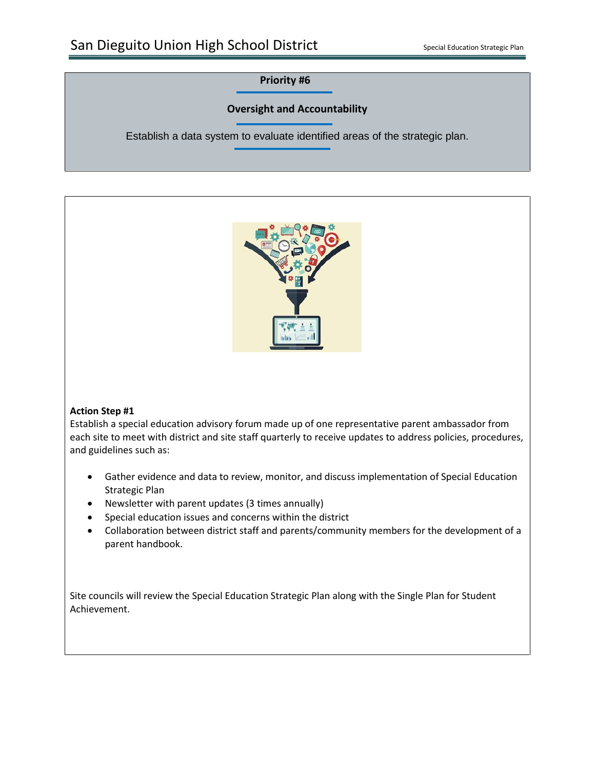## Priority #6

### Oversight and Accountability

Establish a data system to evaluate identified areas of the strategic plan.

**Action Step #1**

Establish a special education advisory forum made up of one representative parent ambassador from each site to meet with district and site staff quarterly to receive updates to address policies, procedures, and guidelines such as:

- Gather evidence and data to review, monitor, and discuss implementation of Special Education Strategic Plan
- Newsletter with parent updates (3 times annually)
- Special education issues and concerns within the district
- Collaboration between district staff and parents/community members for the development of a parent handbook.

Site councils will review the Special Education Strategic Plan along with the Single Plan for Student Achievement.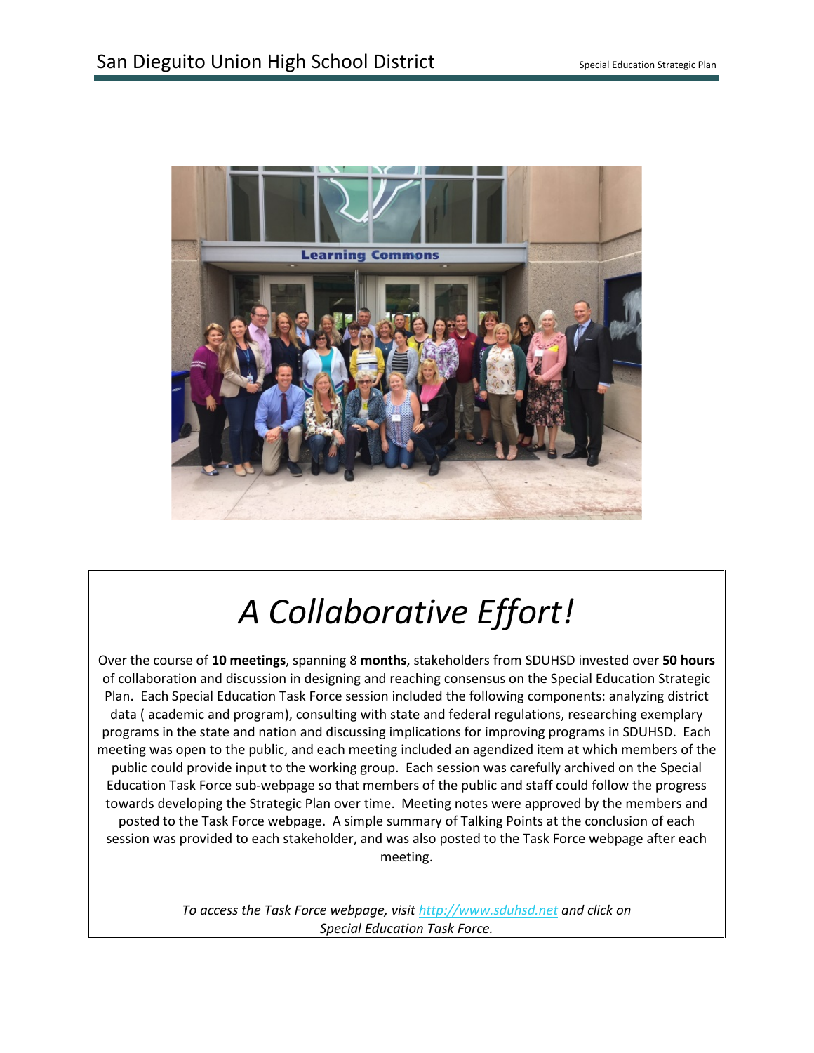# A Collaborative Effort!

Over the course of **10 meetings**, spanning 8 **months**, stakeholders from SDUHSD invested over **50 hours** of collaboration and discussion in designing and reaching consensus on the Special Education Strategic Plan. Each Special Education Task Force session included the following components: analyzing district data ( academic and program), consulting with state and federal regulations, researching exemplary programs in the state and nation and discussing implications for improving programs in SDUHSD. Each meeting was open to the public, and each meeting included an agendized item at which members of the public could provide input to the working group. Each session was carefully archived on the Special Education Task Force sub-webpage so that members of the public and staff could follow the progress towards developing the Strategic Plan over time. Meeting notes were approved by the members and posted to the Task Force webpage. A simple summary of Talking Points at the conclusion of each session was provided to each stakeholder, and was also posted to the Task Force webpage after each meeting.

*To access the Task Force webpage, visit [http://www.sduhsd.net](http://www.sduhsd.net) and click on Special Education Task Force.*